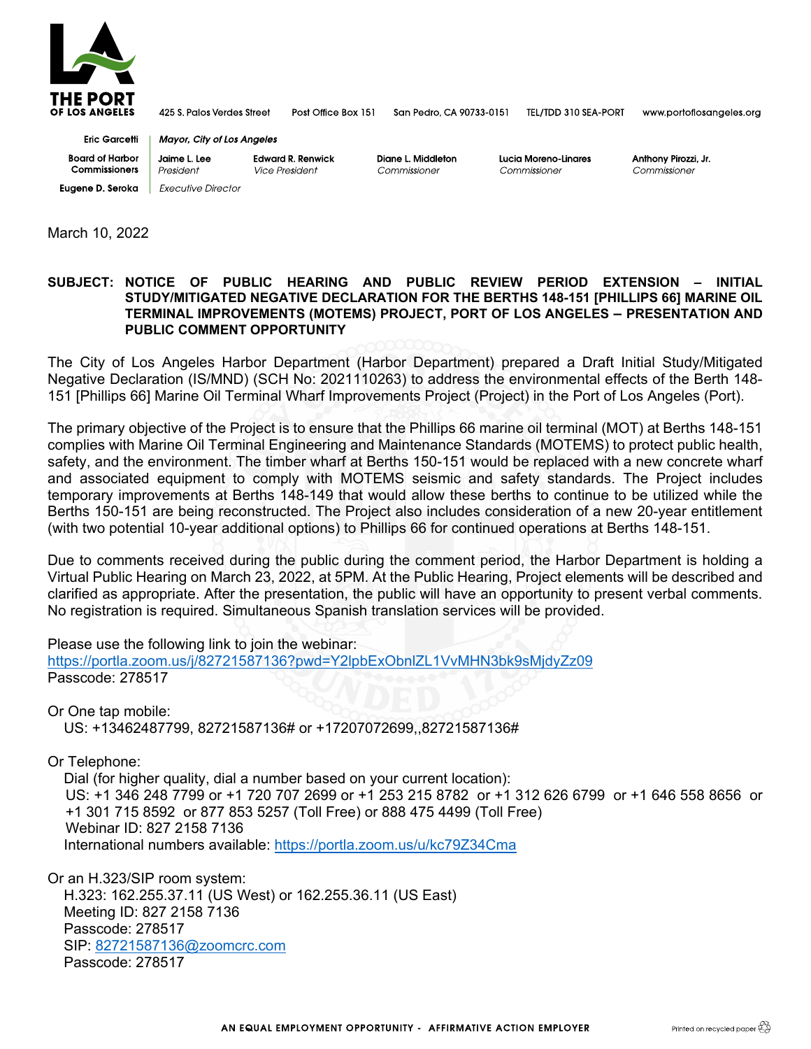**THE PORT OF LOS ANGELES**

425 S. Palos Verdes Street | Post Office Box 151 | San Pedro, CA 90733-0151 | TEL/TDD 310 SEA-PORT | www.portoflosangeles.org

| | | | | | |
|---|---|---|---|---|---|
| Eric Garcetti | *Mayor, City of Los Angeles* | | | | |
| Board of Harbor Commissioners | Jaime L. Lee *President* | Edward R. Renwick *Vice President* | Diane L. Middleton *Commissioner* | Lucia Moreno-Linares *Commissioner* | Anthony Pirozzi, Jr. *Commissioner* |
| Eugene D. Seroka | *Executive Director* | | | | |

March 10, 2022

**SUBJECT: NOTICE OF PUBLIC HEARING AND PUBLIC REVIEW PERIOD EXTENSION – INITIAL STUDY/MITIGATED NEGATIVE DECLARATION FOR THE BERTHS 148-151 [PHILLIPS 66] MARINE OIL TERMINAL IMPROVEMENTS (MOTEMS) PROJECT, PORT OF LOS ANGELES – PRESENTATION AND PUBLIC COMMENT OPPORTUNITY**

The City of Los Angeles Harbor Department (Harbor Department) prepared a Draft Initial Study/Mitigated Negative Declaration (IS/MND) (SCH No: 2021110263) to address the environmental effects of the Berth 148-151 [Phillips 66] Marine Oil Terminal Wharf Improvements Project (Project) in the Port of Los Angeles (Port).

The primary objective of the Project is to ensure that the Phillips 66 marine oil terminal (MOT) at Berths 148-151 complies with Marine Oil Terminal Engineering and Maintenance Standards (MOTEMS) to protect public health, safety, and the environment. The timber wharf at Berths 150-151 would be replaced with a new concrete wharf and associated equipment to comply with MOTEMS seismic and safety standards. The Project includes temporary improvements at Berths 148-149 that would allow these berths to continue to be utilized while the Berths 150-151 are being reconstructed. The Project also includes consideration of a new 20-year entitlement (with two potential 10-year additional options) to Phillips 66 for continued operations at Berths 148-151.

Due to comments received during the public during the comment period, the Harbor Department is holding a Virtual Public Hearing on March 23, 2022, at 5PM. At the Public Hearing, Project elements will be described and clarified as appropriate. After the presentation, the public will have an opportunity to present verbal comments. No registration is required. Simultaneous Spanish translation services will be provided.

Please use the following link to join the webinar:
https://portla.zoom.us/j/82721587136?pwd=Y2lpbExObnlZL1VvMHN3bk9sMjdyZz09
Passcode: 278517

Or One tap mobile:
US: +13462487799, 82721587136# or +17207072699,,82721587136#

Or Telephone:
Dial (for higher quality, dial a number based on your current location):
US: +1 346 248 7799 or +1 720 707 2699 or +1 253 215 8782 or +1 312 626 6799 or +1 646 558 8656 or +1 301 715 8592 or 877 853 5257 (Toll Free) or 888 475 4499 (Toll Free)
Webinar ID: 827 2158 7136
International numbers available: https://portla.zoom.us/u/kc79Z34Cma

Or an H.323/SIP room system:
H.323: 162.255.37.11 (US West) or 162.255.36.11 (US East)
Meeting ID: 827 2158 7136
Passcode: 278517
SIP: 82721587136@zoomcrc.com
Passcode: 278517

AN EQUAL EMPLOYMENT OPPORTUNITY - AFFIRMATIVE ACTION EMPLOYER

Printed on recycled paper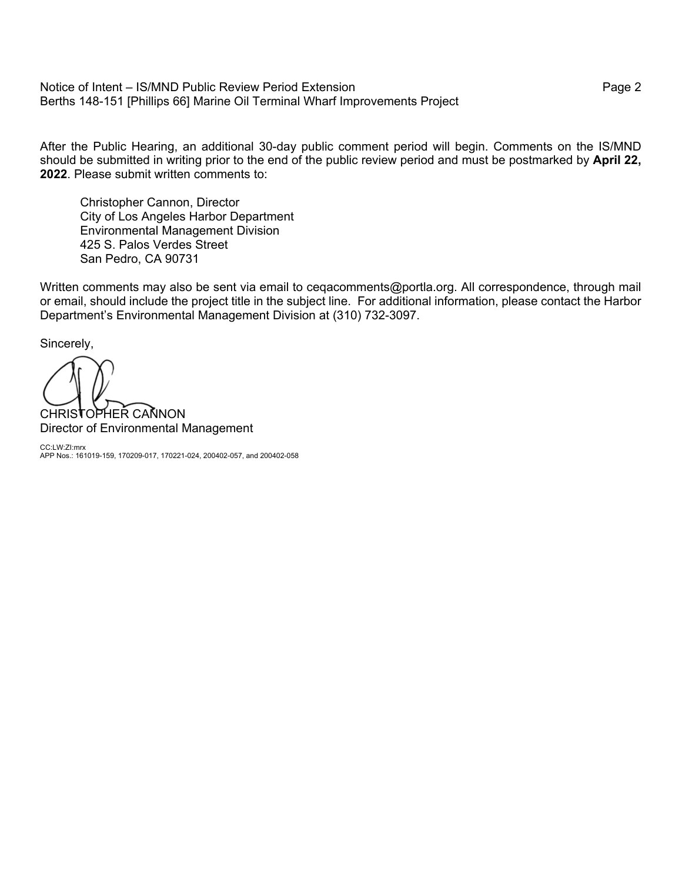After the Public Hearing, an additional 30-day public comment period will begin. Comments on the IS/MND should be submitted in writing prior to the end of the public review period and must be postmarked by **April 22, 2022**. Please submit written comments to:

Christopher Cannon, Director
City of Los Angeles Harbor Department
Environmental Management Division
425 S. Palos Verdes Street
San Pedro, CA 90731

Written comments may also be sent via email to ceqacomments@portla.org. All correspondence, through mail or email, should include the project title in the subject line. For additional information, please contact the Harbor Department's Environmental Management Division at (310) 732-3097.

Sincerely,

CHRISTOPHER CANNON
Director of Environmental Management

CC:LW:ZI:mrx
APP Nos.: 161019-159, 170209-017, 170221-024, 200402-057, and 200402-058